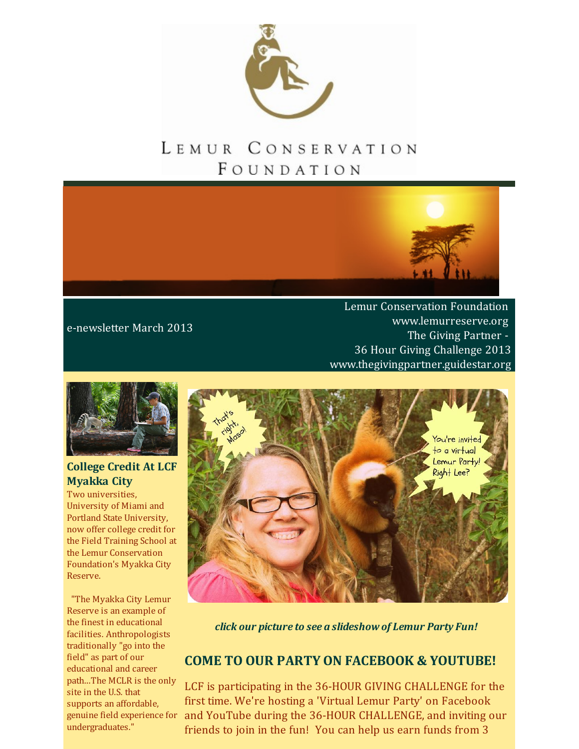# Lemur Conservation Foundation

e-newsletter March 2013

Lemur Conservation Foundation
www.lemurreserve.org
The Giving Partner -
36 Hour Giving Challenge 2013
www.thegivingpartner.guidestar.org

### College Credit At LCF Myakka City

Two universities, University of Miami and Portland State University, now offer college credit for the Field Training School at the Lemur Conservation Foundation's Myakka City Reserve.

"The Myakka City Lemur Reserve is an example of the finest in educational facilities. Anthropologists traditionally "go into the field" as part of our educational and career path...The MCLR is the only site in the U.S. that supports an affordable, genuine field experience for undergraduates."

***click our picture to see a slideshow of Lemur Party Fun!***

## COME TO OUR PARTY ON FACEBOOK & YOUTUBE!

LCF is participating in the 36-HOUR GIVING CHALLENGE for the first time. We're hosting a 'Virtual Lemur Party' on Facebook and YouTube during the 36-HOUR CHALLENGE, and inviting our friends to join in the fun! You can help us earn funds from 3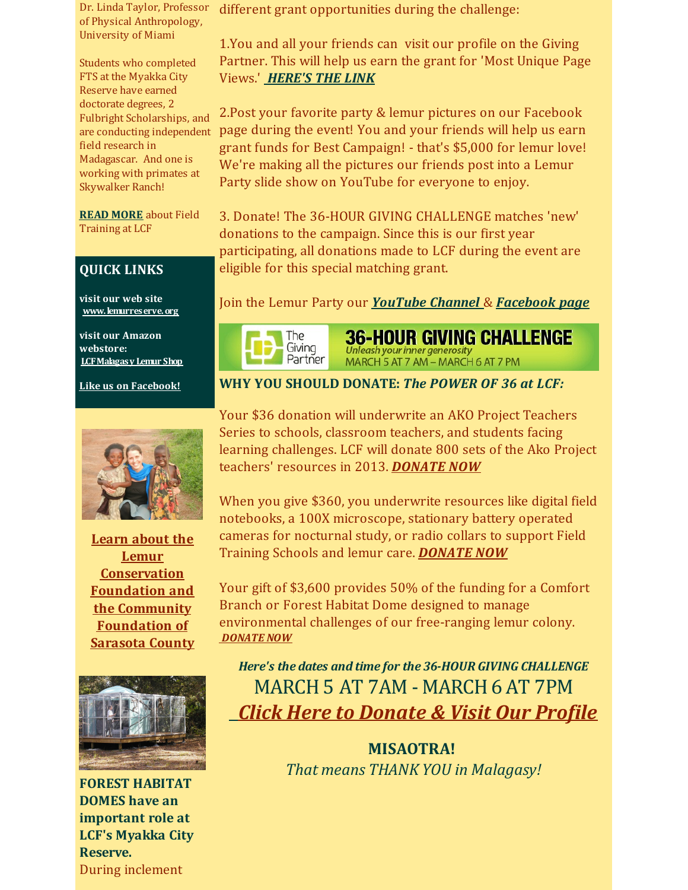Dr. Linda Taylor, Professor of Physical Anthropology, University of Miami

Students who completed FTS at the Myakka City Reserve have earned doctorate degrees, 2 Fulbright Scholarships, and are conducting independent field research in Madagascar. And one is working with primates at Skywalker Ranch!

**READ MORE** about Field Training at LCF

## QUICK LINKS

**visit our web site**
**www.lemurreserve.org**

**visit our Amazon webstore:**
**LCF Malagasy Lemur Shop**

**Like us on Facebook!**

**Learn about the Lemur Conservation Foundation and the Community Foundation of Sarasota County**

**FOREST HABITAT DOMES have an important role at LCF's Myakka City Reserve.**
During inclement

different grant opportunities during the challenge:

1.You and all your friends can visit our profile on the Giving Partner. This will help us earn the grant for 'Most Unique Page Views.' ***HERE'S THE LINK***

2.Post your favorite party & lemur pictures on our Facebook page during the event! You and your friends will help us earn grant funds for Best Campaign! - that's $5,000 for lemur love! We're making all the pictures our friends post into a Lemur Party slide show on YouTube for everyone to enjoy.

3. Donate! The 36-HOUR GIVING CHALLENGE matches 'new' donations to the campaign. Since this is our first year participating, all donations made to LCF during the event are eligible for this special matching grant.

Join the Lemur Party our ***YouTube Channel*** & ***Facebook page***

The Giving Partner **36-HOUR GIVING CHALLENGE** *Unleash your inner generosity* MARCH 5 AT 7 AM – MARCH 6 AT 7 PM

**WHY YOU SHOULD DONATE:** ***The POWER OF 36 at LCF:***

Your $36 donation will underwrite an AKO Project Teachers Series to schools, classroom teachers, and students facing learning challenges. LCF will donate 800 sets of the Ako Project teachers' resources in 2013. ***DONATE NOW***

When you give $360, you underwrite resources like digital field notebooks, a 100X microscope, stationary battery operated cameras for nocturnal study, or radio collars to support Field Training Schools and lemur care. ***DONATE NOW***

Your gift of $3,600 provides 50% of the funding for a Comfort Branch or Forest Habitat Dome designed to manage environmental challenges of our free-ranging lemur colony. ***DONATE NOW***

***Here's the dates and time for the 36-HOUR GIVING CHALLENGE***

MARCH 5 AT 7AM - MARCH 6 AT 7PM

***Click Here to Donate & Visit Our Profile***

**MISAOTRA!**

*That means THANK YOU in Malagasy!*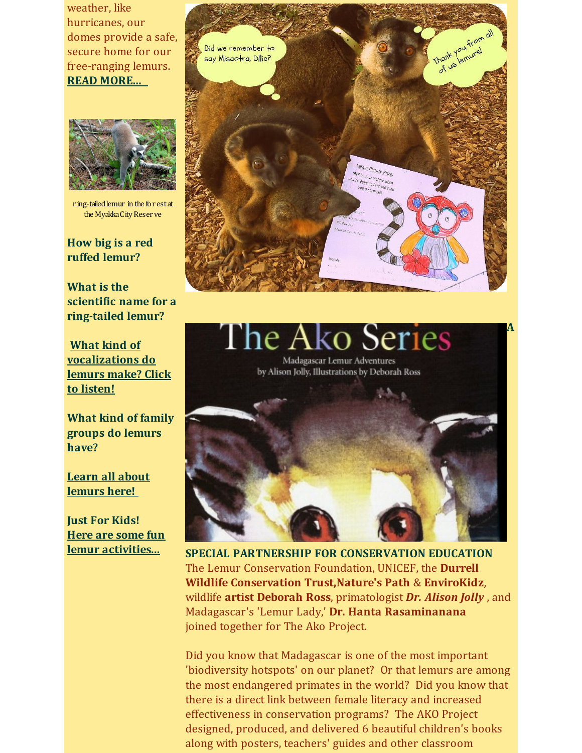weather, like hurricanes, our domes provide a safe, secure home for our free-ranging lemurs. **READ MORE...**

ring-tailed lemur in the forest at the Myakka City Reserve

**How big is a red ruffed lemur?**

**What is the scientific name for a ring-tailed lemur?**

**What kind of vocalizations do lemurs make? Click to listen!**

**What kind of family groups do lemurs have?**

**Learn all about lemurs here!**

**Just For Kids!**
**Here are some fun lemur activities...**

**SPECIAL PARTNERSHIP FOR CONSERVATION EDUCATION**

The Lemur Conservation Foundation, UNICEF, the **Durrell Wildlife Conservation Trust,Nature's Path** & **EnviroKidz**, wildlife **artist Deborah Ross**, primatologist ***Dr. Alison Jolly*** , and Madagascar's 'Lemur Lady,' **Dr. Hanta Rasaminanana** joined together for The Ako Project.

Did you know that Madagascar is one of the most important 'biodiversity hotspots' on our planet? Or that lemurs are among the most endangered primates in the world? Did you know that there is a direct link between female literacy and increased effectiveness in conservation programs? The AKO Project designed, produced, and delivered 6 beautiful children's books along with posters, teachers' guides and other classroom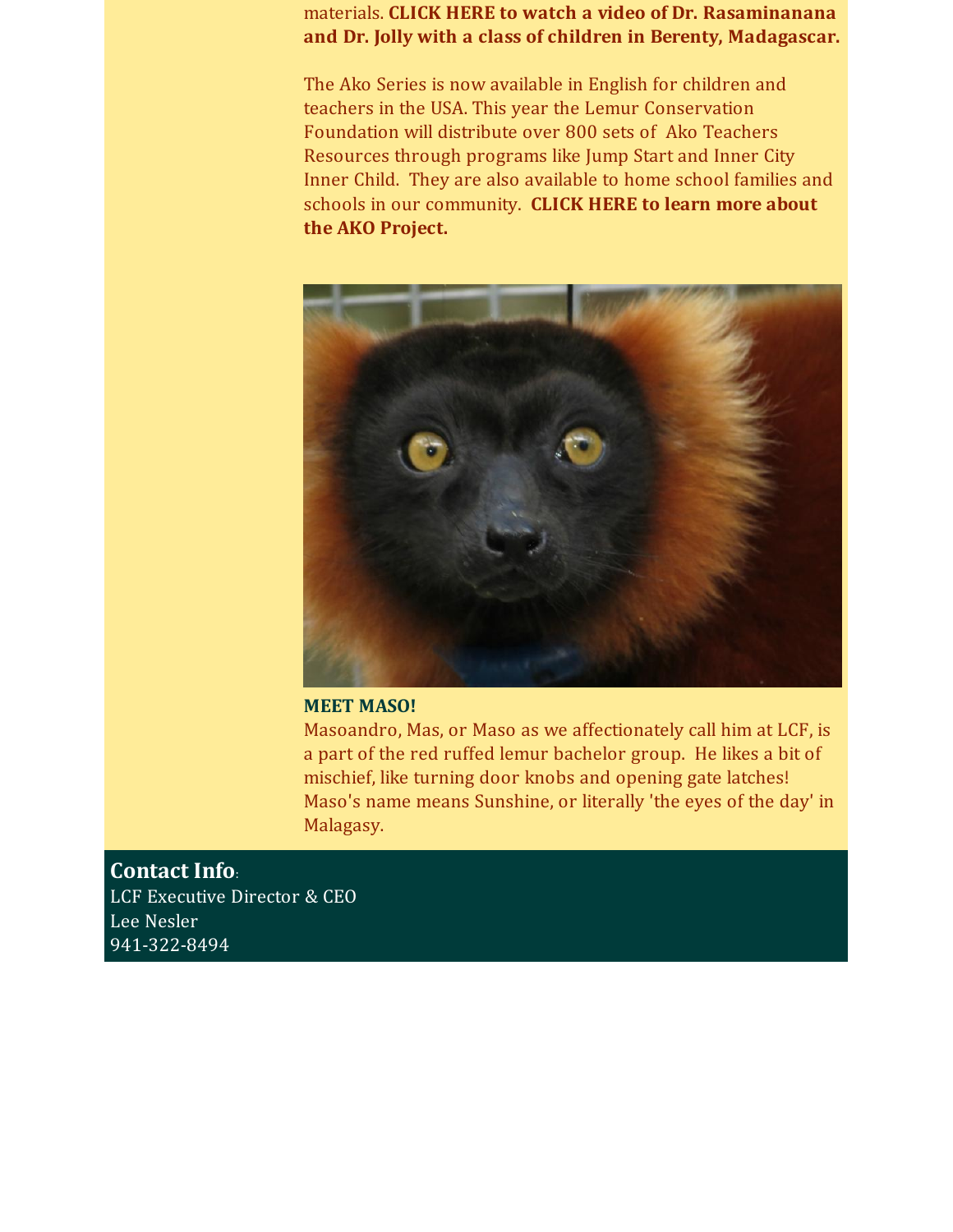materials. **CLICK HERE to watch a video of Dr. Rasaminanana and Dr. Jolly with a class of children in Berenty, Madagascar.**

The Ako Series is now available in English for children and teachers in the USA. This year the Lemur Conservation Foundation will distribute over 800 sets of Ako Teachers Resources through programs like Jump Start and Inner City Inner Child. They are also available to home school families and schools in our community. **CLICK HERE to learn more about the AKO Project.**

**MEET MASO!**

Masoandro, Mas, or Maso as we affectionately call him at LCF, is a part of the red ruffed lemur bachelor group. He likes a bit of mischief, like turning door knobs and opening gate latches! Maso's name means Sunshine, or literally 'the eyes of the day' in Malagasy.

**Contact Info**:

LCF Executive Director & CEO
Lee Nesler
941-322-8494